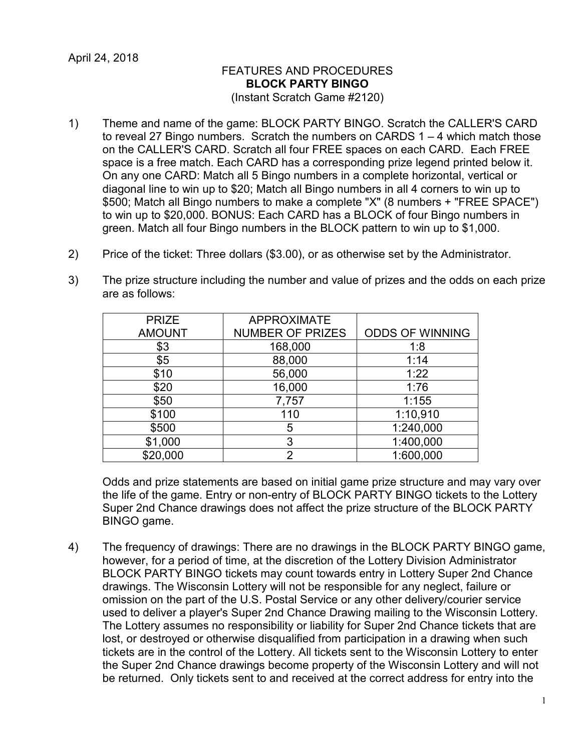April 24, 2018

FEATURES AND PROCEDURES
**BLOCK PARTY BINGO**
(Instant Scratch Game #2120)

1) Theme and name of the game: BLOCK PARTY BINGO. Scratch the CALLER'S CARD to reveal 27 Bingo numbers. Scratch the numbers on CARDS 1 – 4 which match those on the CALLER'S CARD. Scratch all four FREE spaces on each CARD. Each FREE space is a free match. Each CARD has a corresponding prize legend printed below it. On any one CARD: Match all 5 Bingo numbers in a complete horizontal, vertical or diagonal line to win up to $20; Match all Bingo numbers in all 4 corners to win up to $500; Match all Bingo numbers to make a complete "X" (8 numbers + "FREE SPACE") to win up to $20,000. BONUS: Each CARD has a BLOCK of four Bingo numbers in green. Match all four Bingo numbers in the BLOCK pattern to win up to $1,000.

2) Price of the ticket: Three dollars ($3.00), or as otherwise set by the Administrator.

3) The prize structure including the number and value of prizes and the odds on each prize are as follows:

| PRIZE AMOUNT | APPROXIMATE NUMBER OF PRIZES | ODDS OF WINNING |
|---|---|---|
| $3 | 168,000 | 1:8 |
| $5 | 88,000 | 1:14 |
| $10 | 56,000 | 1:22 |
| $20 | 16,000 | 1:76 |
| $50 | 7,757 | 1:155 |
| $100 | 110 | 1:10,910 |
| $500 | 5 | 1:240,000 |
| $1,000 | 3 | 1:400,000 |
| $20,000 | 2 | 1:600,000 |

Odds and prize statements are based on initial game prize structure and may vary over the life of the game. Entry or non-entry of BLOCK PARTY BINGO tickets to the Lottery Super 2nd Chance drawings does not affect the prize structure of the BLOCK PARTY BINGO game.

4) The frequency of drawings: There are no drawings in the BLOCK PARTY BINGO game, however, for a period of time, at the discretion of the Lottery Division Administrator BLOCK PARTY BINGO tickets may count towards entry in Lottery Super 2nd Chance drawings. The Wisconsin Lottery will not be responsible for any neglect, failure or omission on the part of the U.S. Postal Service or any other delivery/courier service used to deliver a player's Super 2nd Chance Drawing mailing to the Wisconsin Lottery. The Lottery assumes no responsibility or liability for Super 2nd Chance tickets that are lost, or destroyed or otherwise disqualified from participation in a drawing when such tickets are in the control of the Lottery. All tickets sent to the Wisconsin Lottery to enter the Super 2nd Chance drawings become property of the Wisconsin Lottery and will not be returned. Only tickets sent to and received at the correct address for entry into the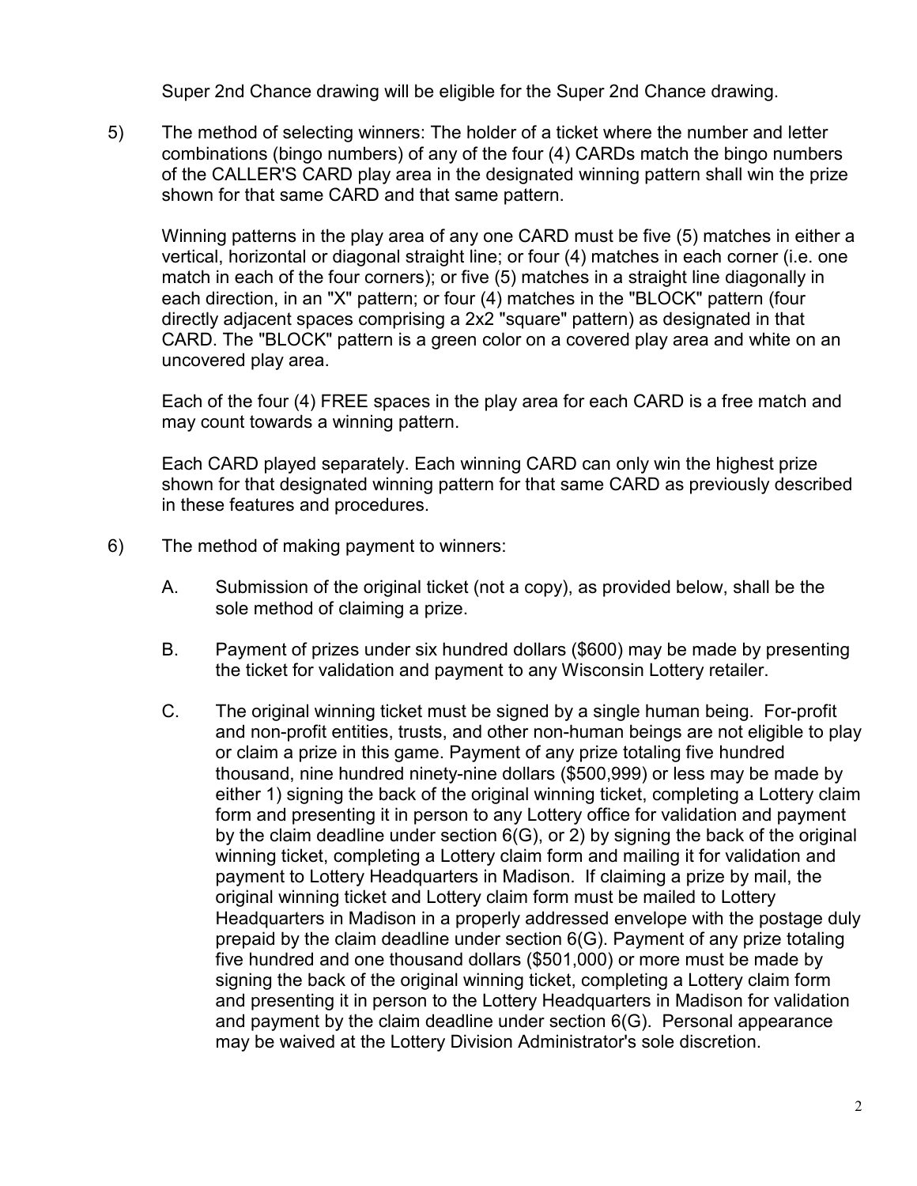Super 2nd Chance drawing will be eligible for the Super 2nd Chance drawing.

5) The method of selecting winners: The holder of a ticket where the number and letter combinations (bingo numbers) of any of the four (4) CARDs match the bingo numbers of the CALLER'S CARD play area in the designated winning pattern shall win the prize shown for that same CARD and that same pattern.

   Winning patterns in the play area of any one CARD must be five (5) matches in either a vertical, horizontal or diagonal straight line; or four (4) matches in each corner (i.e. one match in each of the four corners); or five (5) matches in a straight line diagonally in each direction, in an "X" pattern; or four (4) matches in the "BLOCK" pattern (four directly adjacent spaces comprising a 2x2 "square" pattern) as designated in that CARD. The "BLOCK" pattern is a green color on a covered play area and white on an uncovered play area.

   Each of the four (4) FREE spaces in the play area for each CARD is a free match and may count towards a winning pattern.

   Each CARD played separately. Each winning CARD can only win the highest prize shown for that designated winning pattern for that same CARD as previously described in these features and procedures.

6) The method of making payment to winners:

   A. Submission of the original ticket (not a copy), as provided below, shall be the sole method of claiming a prize.

   B. Payment of prizes under six hundred dollars ($600) may be made by presenting the ticket for validation and payment to any Wisconsin Lottery retailer.

   C. The original winning ticket must be signed by a single human being. For-profit and non-profit entities, trusts, and other non-human beings are not eligible to play or claim a prize in this game. Payment of any prize totaling five hundred thousand, nine hundred ninety-nine dollars ($500,999) or less may be made by either 1) signing the back of the original winning ticket, completing a Lottery claim form and presenting it in person to any Lottery office for validation and payment by the claim deadline under section 6(G), or 2) by signing the back of the original winning ticket, completing a Lottery claim form and mailing it for validation and payment to Lottery Headquarters in Madison. If claiming a prize by mail, the original winning ticket and Lottery claim form must be mailed to Lottery Headquarters in Madison in a properly addressed envelope with the postage duly prepaid by the claim deadline under section 6(G). Payment of any prize totaling five hundred and one thousand dollars ($501,000) or more must be made by signing the back of the original winning ticket, completing a Lottery claim form and presenting it in person to the Lottery Headquarters in Madison for validation and payment by the claim deadline under section 6(G). Personal appearance may be waived at the Lottery Division Administrator's sole discretion.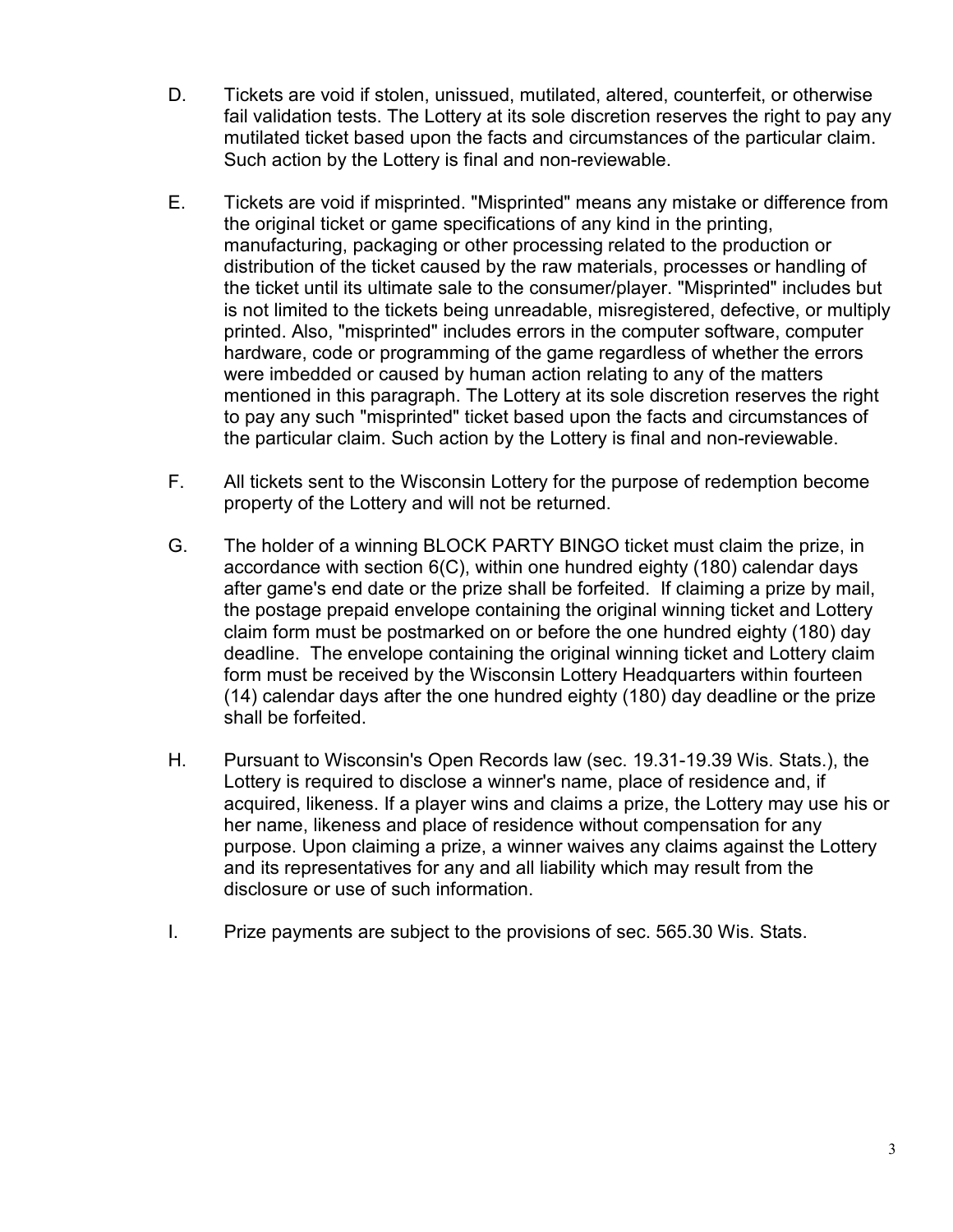D. Tickets are void if stolen, unissued, mutilated, altered, counterfeit, or otherwise fail validation tests. The Lottery at its sole discretion reserves the right to pay any mutilated ticket based upon the facts and circumstances of the particular claim. Such action by the Lottery is final and non-reviewable.

E. Tickets are void if misprinted. "Misprinted" means any mistake or difference from the original ticket or game specifications of any kind in the printing, manufacturing, packaging or other processing related to the production or distribution of the ticket caused by the raw materials, processes or handling of the ticket until its ultimate sale to the consumer/player. "Misprinted" includes but is not limited to the tickets being unreadable, misregistered, defective, or multiply printed. Also, "misprinted" includes errors in the computer software, computer hardware, code or programming of the game regardless of whether the errors were imbedded or caused by human action relating to any of the matters mentioned in this paragraph. The Lottery at its sole discretion reserves the right to pay any such "misprinted" ticket based upon the facts and circumstances of the particular claim. Such action by the Lottery is final and non-reviewable.

F. All tickets sent to the Wisconsin Lottery for the purpose of redemption become property of the Lottery and will not be returned.

G. The holder of a winning BLOCK PARTY BINGO ticket must claim the prize, in accordance with section 6(C), within one hundred eighty (180) calendar days after game's end date or the prize shall be forfeited. If claiming a prize by mail, the postage prepaid envelope containing the original winning ticket and Lottery claim form must be postmarked on or before the one hundred eighty (180) day deadline. The envelope containing the original winning ticket and Lottery claim form must be received by the Wisconsin Lottery Headquarters within fourteen (14) calendar days after the one hundred eighty (180) day deadline or the prize shall be forfeited.

H. Pursuant to Wisconsin's Open Records law (sec. 19.31-19.39 Wis. Stats.), the Lottery is required to disclose a winner's name, place of residence and, if acquired, likeness. If a player wins and claims a prize, the Lottery may use his or her name, likeness and place of residence without compensation for any purpose. Upon claiming a prize, a winner waives any claims against the Lottery and its representatives for any and all liability which may result from the disclosure or use of such information.

I. Prize payments are subject to the provisions of sec. 565.30 Wis. Stats.